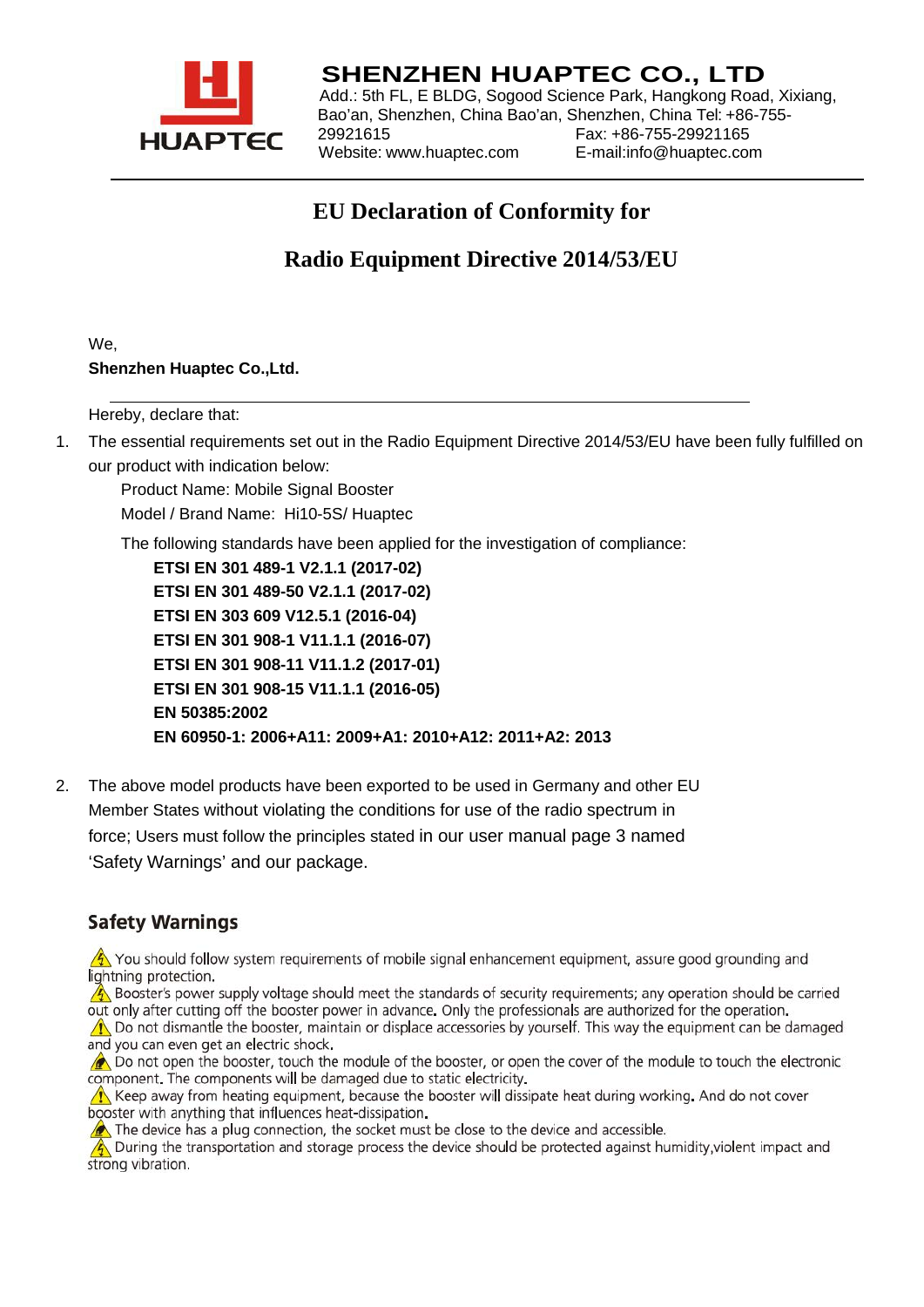HUAPTEC

**SHENZHEN HUAPTEC CO., LTD**

Add.: 5th FL, E BLDG, Sogood Science Park, Hangkong Road, Xixiang, Bao'an, Shenzhen, China Bao'an, Shenzhen, China Tel: +86-755-29921615 Fax: +86-755-29921165

Website: www.huaptec.com E-mail:info@huaptec.com

# EU Declaration of Conformity for

# Radio Equipment Directive 2014/53/EU

We,

**Shenzhen Huaptec Co.,Ltd.**

Hereby, declare that:

1. The essential requirements set out in the Radio Equipment Directive 2014/53/EU have been fully fulfilled on our product with indication below:

   Product Name: Mobile Signal Booster

   Model / Brand Name: Hi10-5S/ Huaptec

   The following standards have been applied for the investigation of compliance:

   **ETSI EN 301 489-1 V2.1.1 (2017-02)**
   **ETSI EN 301 489-50 V2.1.1 (2017-02)**
   **ETSI EN 303 609 V12.5.1 (2016-04)**
   **ETSI EN 301 908-1 V11.1.1 (2016-07)**
   **ETSI EN 301 908-11 V11.1.2 (2017-01)**
   **ETSI EN 301 908-15 V11.1.1 (2016-05)**
   **EN 50385:2002**
   **EN 60950-1: 2006+A11: 2009+A1: 2010+A12: 2011+A2: 2013**

2. The above model products have been exported to be used in Germany and other EU Member States without violating the conditions for use of the radio spectrum in force; Users must follow the principles stated in our user manual page 3 named 'Safety Warnings' and our package.

## Safety Warnings

⚠ You should follow system requirements of mobile signal enhancement equipment, assure good grounding and lightning protection.

⚠ Booster's power supply voltage should meet the standards of security requirements; any operation should be carried out only after cutting off the booster power in advance. Only the professionals are authorized for the operation.

⚠ Do not dismantle the booster, maintain or displace accessories by yourself. This way the equipment can be damaged and you can even get an electric shock.

⚠ Do not open the booster, touch the module of the booster, or open the cover of the module to touch the electronic component. The components will be damaged due to static electricity.

⚠ Keep away from heating equipment, because the booster will dissipate heat during working. And do not cover booster with anything that influences heat-dissipation.

⚠ The device has a plug connection, the socket must be close to the device and accessible.

⚠ During the transportation and storage process the device should be protected against humidity,violent impact and strong vibration.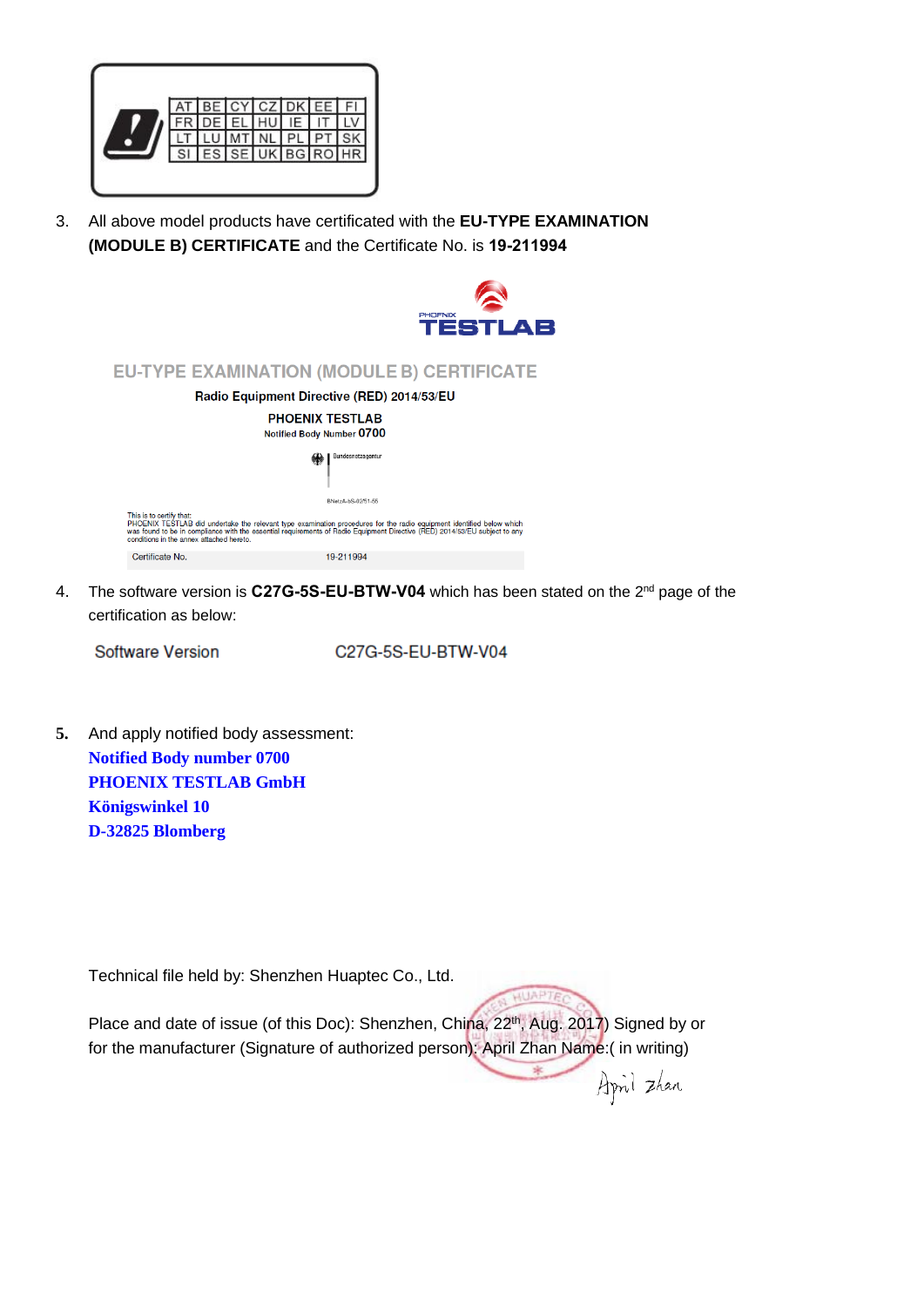| | | | | | | |
|---|---|---|---|---|---|---|
| AT | BE | CY | CZ | DK | EE | FI |
| FR | DE | EL | HU | IE | IT | LV |
| LT | LU | MT | NL | PL | PT | SK |
| SI | ES | SE | UK | BG | RO | HR |

3. All above model products have certificated with the **EU-TYPE EXAMINATION (MODULE B) CERTIFICATE** and the Certificate No. is **19-211994**

PHOENIX TESTLAB

EU-TYPE EXAMINATION (MODULE B) CERTIFICATE

Radio Equipment Directive (RED) 2014/53/EU

PHOENIX TESTLAB

Notified Body Number 0700

Bundesnetzagentur

BNetzA-bS-02/51-55

This is to certify that:
PHOENIX TESTLAB did undertake the relevant type examination procedures for the radio equipment identified below which was found to be in compliance with the essential requirements of Radio Equipment Directive (RED) 2014/53/EU subject to any conditions in the annex attached hereto.

| | |
|---|---|
| Certificate No. | 19-211994 |

4. The software version is **C27G-5S-EU-BTW-V04** which has been stated on the 2[nd] page of the certification as below:

| | |
|---|---|
| Software Version | C27G-5S-EU-BTW-V04 |

**5.** And apply notified body assessment:
**Notified Body number 0700**
**PHOENIX TESTLAB GmbH**
**Königswinkel 10**
**D-32825 Blomberg**

Technical file held by: Shenzhen Huaptec Co., Ltd.

Place and date of issue (of this Doc): Shenzhen, China, 22[th], Aug. 2017) Signed by or for the manufacturer (Signature of authorized person): April Zhan Name:( in writing)

April Zhan